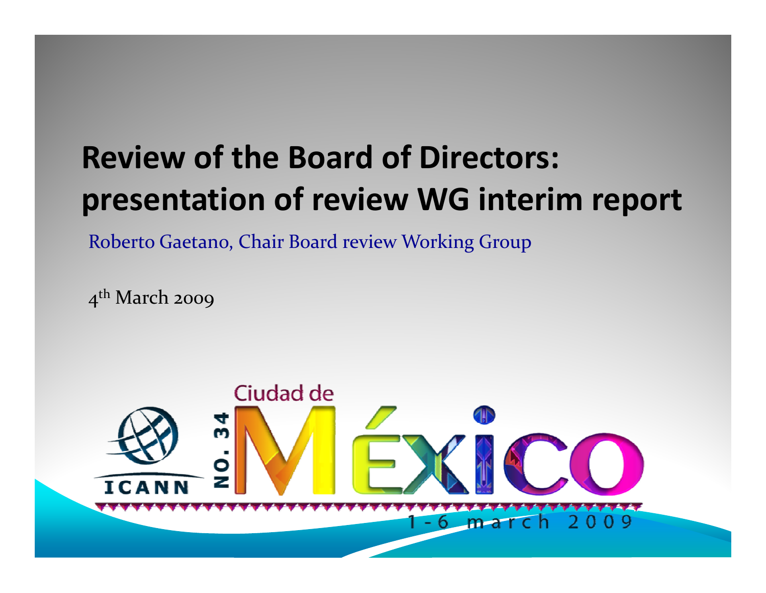# Review of the Board of Directors: presentation of review WG interim report

Roberto Gaetano, Chair Board review Working Group

4th March 2009

ICANN

NO. 34

Ciudad de México

1-6 march 2009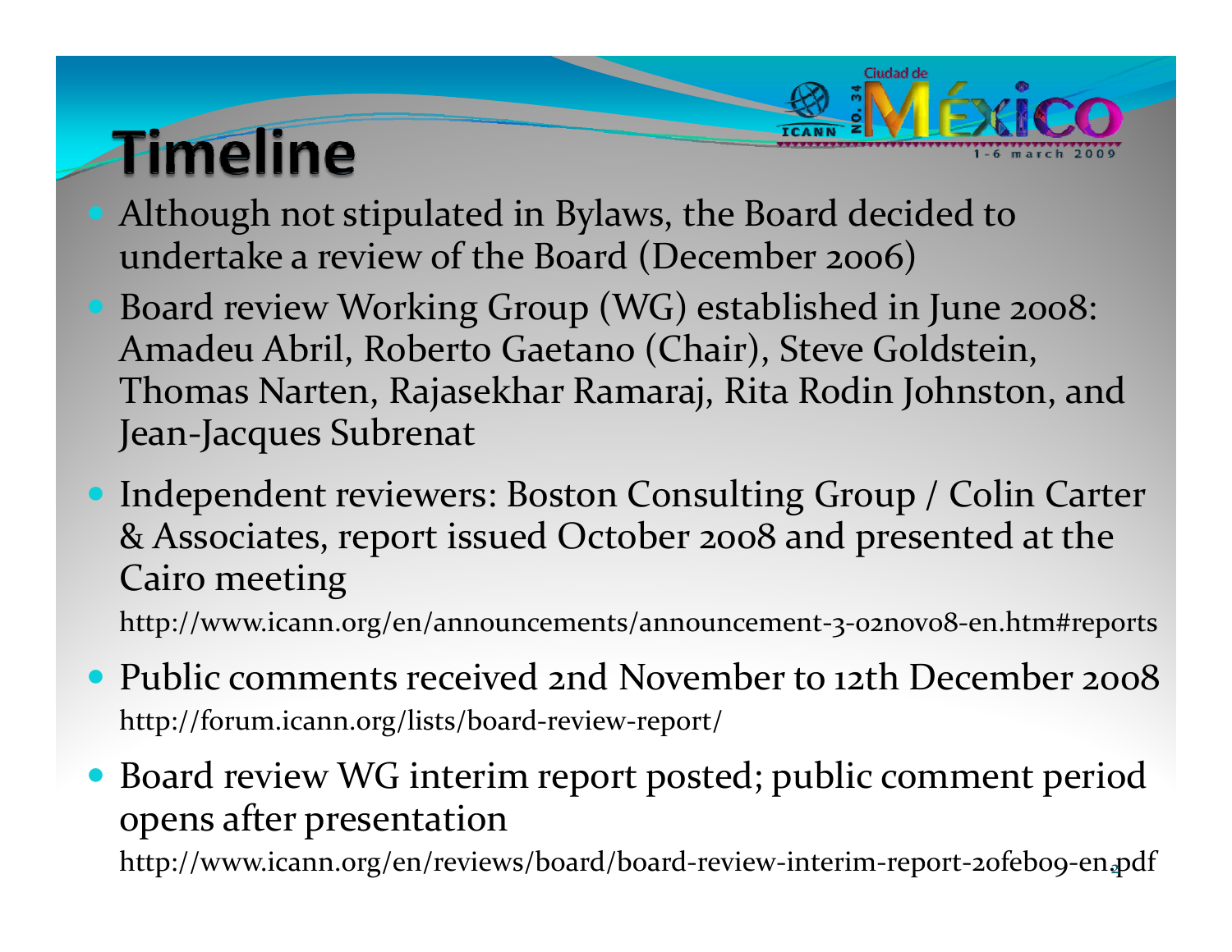# Timeline

- Although not stipulated in Bylaws, the Board decided to undertake a review of the Board (December 2006)
- Board review Working Group (WG) established in June 2008: Amadeu Abril, Roberto Gaetano (Chair), Steve Goldstein, Thomas Narten, Rajasekhar Ramaraj, Rita Rodin Johnston, and Jean-Jacques Subrenat
- Independent reviewers: Boston Consulting Group / Colin Carter & Associates, report issued October 2008 and presented at the Cairo meeting
  http://www.icann.org/en/announcements/announcement-3-02nov08-en.htm#reports
- Public comments received 2nd November to 12th December 2008
  http://forum.icann.org/lists/board-review-report/
- Board review WG interim report posted; public comment period opens after presentation
  http://www.icann.org/en/reviews/board/board-review-interim-report-20feb09-en.pdf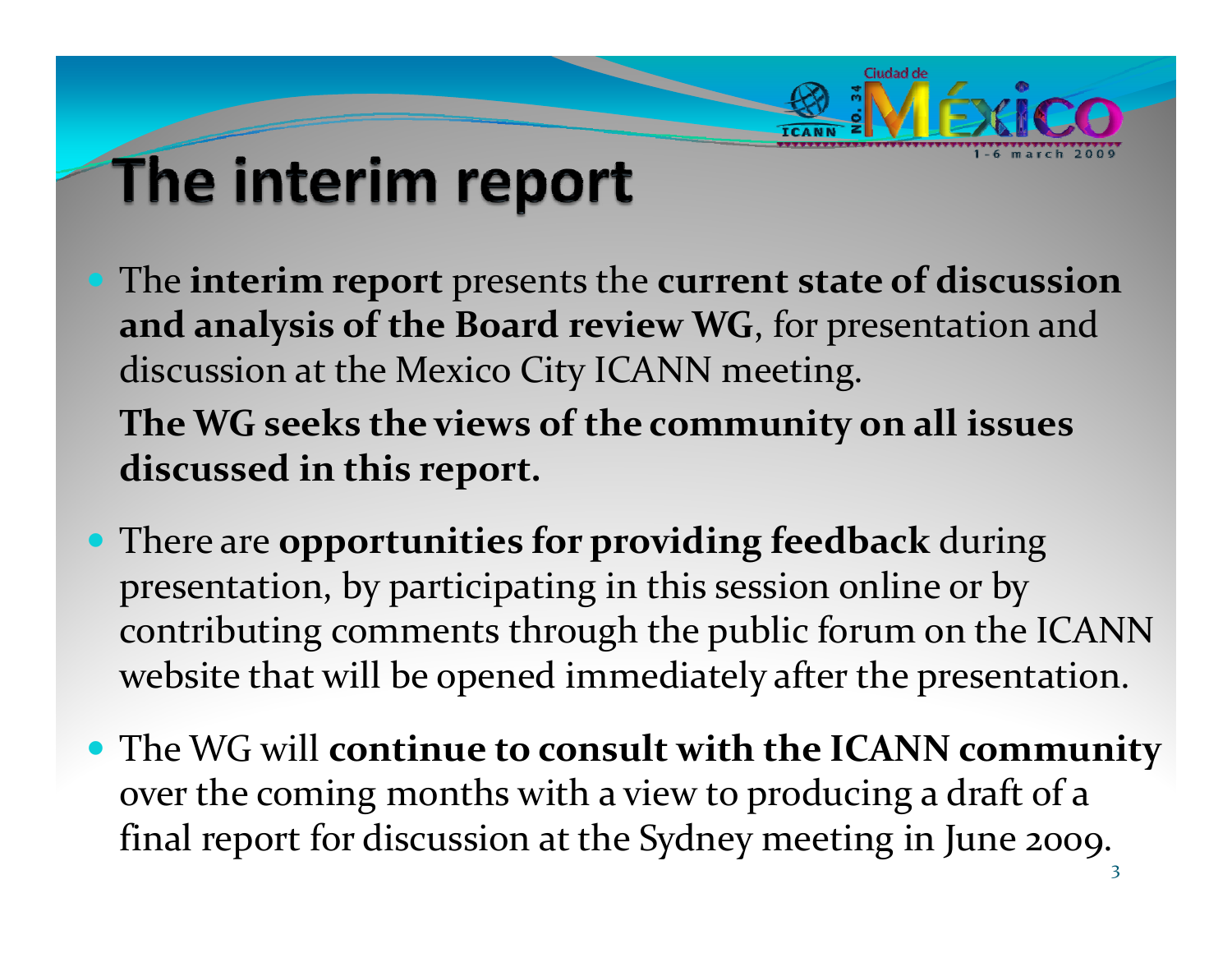# The interim report

- The **interim report** presents the **current state of discussion and analysis of the Board review WG**, for presentation and discussion at the Mexico City ICANN meeting.

  **The WG seeks the views of the community on all issues discussed in this report.**

- There are **opportunities for providing feedback** during presentation, by participating in this session online or by contributing comments through the public forum on the ICANN website that will be opened immediately after the presentation.

- The WG will **continue to consult with the ICANN community** over the coming months with a view to producing a draft of a final report for discussion at the Sydney meeting in June 2009.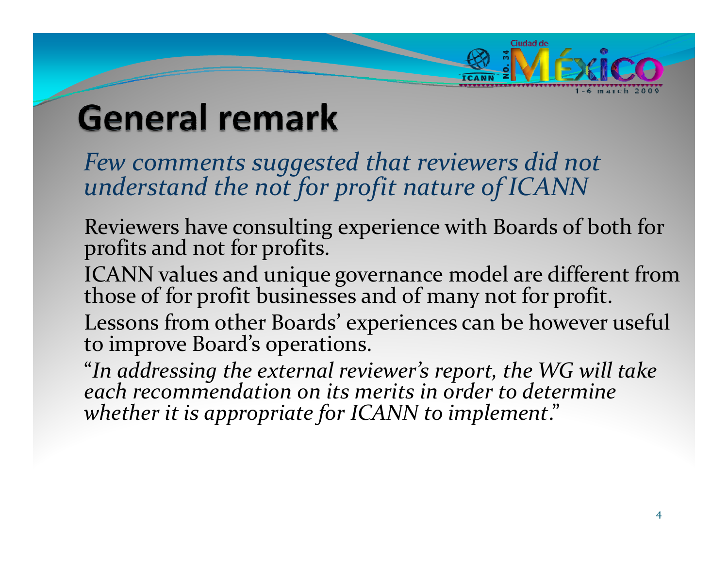# General remark

*Few comments suggested that reviewers did not understand the not for profit nature of ICANN*

Reviewers have consulting experience with Boards of both for profits and not for profits.

ICANN values and unique governance model are different from those of for profit businesses and of many not for profit.

Lessons from other Boards' experiences can be however useful to improve Board's operations.

"*In addressing the external reviewer's report, the WG will take each recommendation on its merits in order to determine whether it is appropriate for ICANN to implement*."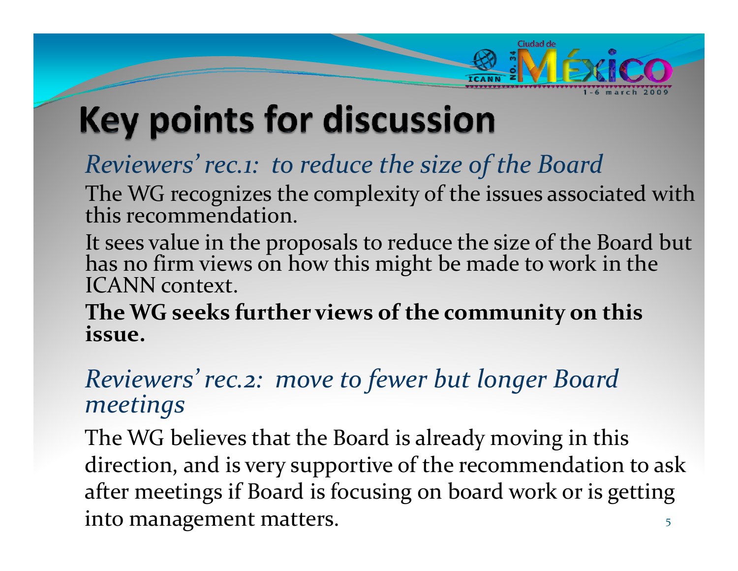# Key points for discussion

*Reviewers' rec.1: to reduce the size of the Board*

The WG recognizes the complexity of the issues associated with this recommendation.

It sees value in the proposals to reduce the size of the Board but has no firm views on how this might be made to work in the ICANN context.

**The WG seeks further views of the community on this issue.**

*Reviewers' rec.2: move to fewer but longer Board meetings*

The WG believes that the Board is already moving in this direction, and is very supportive of the recommendation to ask after meetings if Board is focusing on board work or is getting into management matters.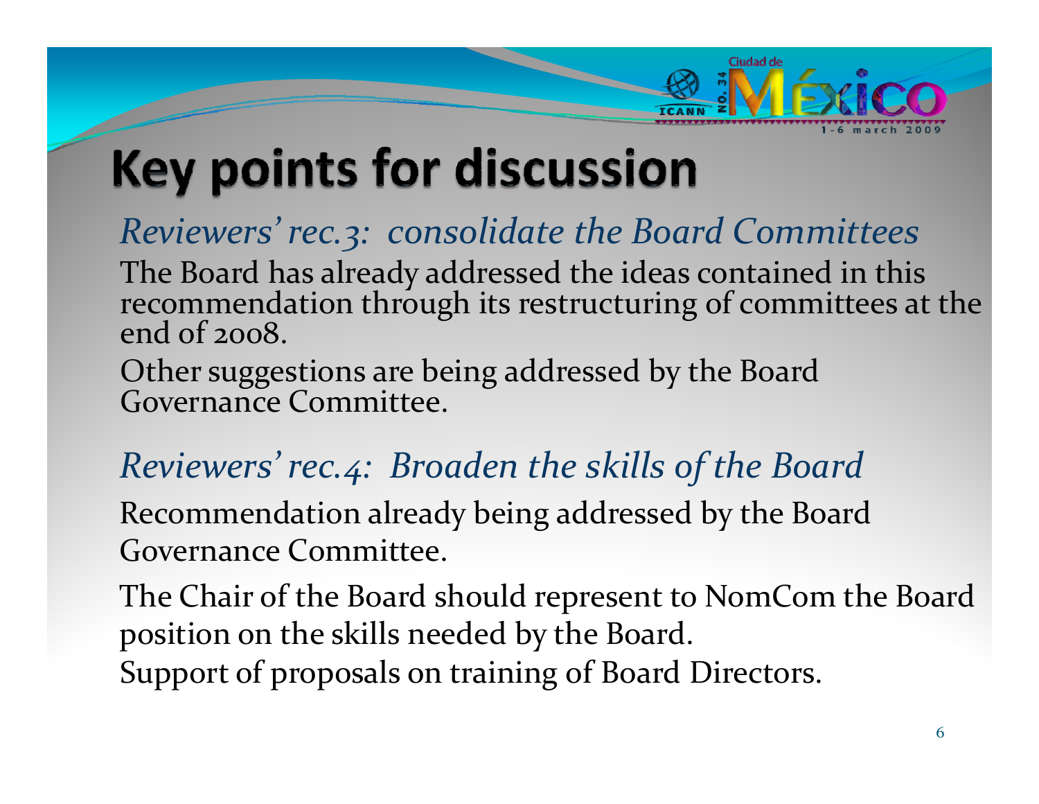# Key points for discussion

*Reviewers' rec.3: consolidate the Board Committees*

The Board has already addressed the ideas contained in this recommendation through its restructuring of committees at the end of 2008.

Other suggestions are being addressed by the Board Governance Committee.

*Reviewers' rec.4: Broaden the skills of the Board*

Recommendation already being addressed by the Board Governance Committee.

The Chair of the Board should represent to NomCom the Board position on the skills needed by the Board.

Support of proposals on training of Board Directors.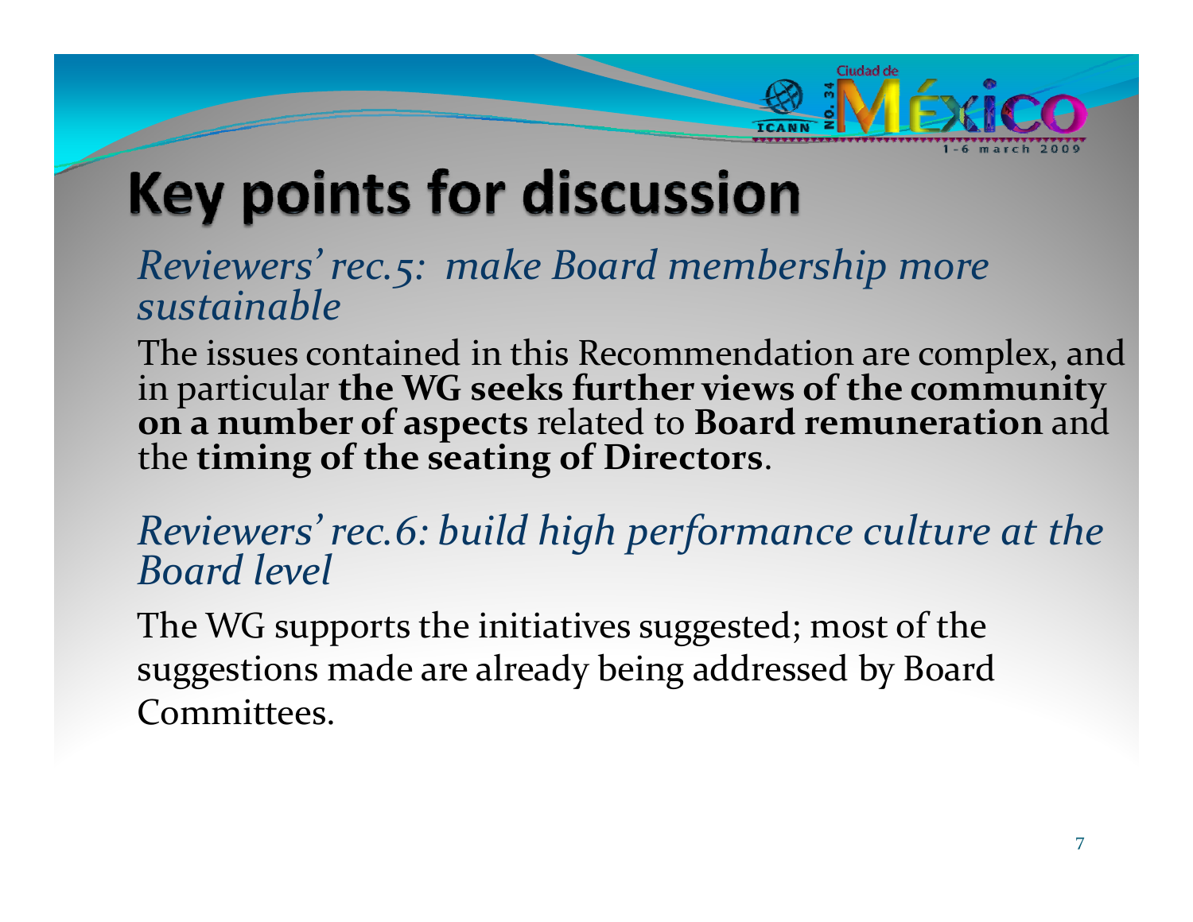# Key points for discussion

*Reviewers' rec.5: make Board membership more sustainable*

The issues contained in this Recommendation are complex, and in particular **the WG seeks further views of the community on a number of aspects** related to **Board remuneration** and the **timing of the seating of Directors**.

*Reviewers' rec.6: build high performance culture at the Board level*

The WG supports the initiatives suggested; most of the suggestions made are already being addressed by Board Committees.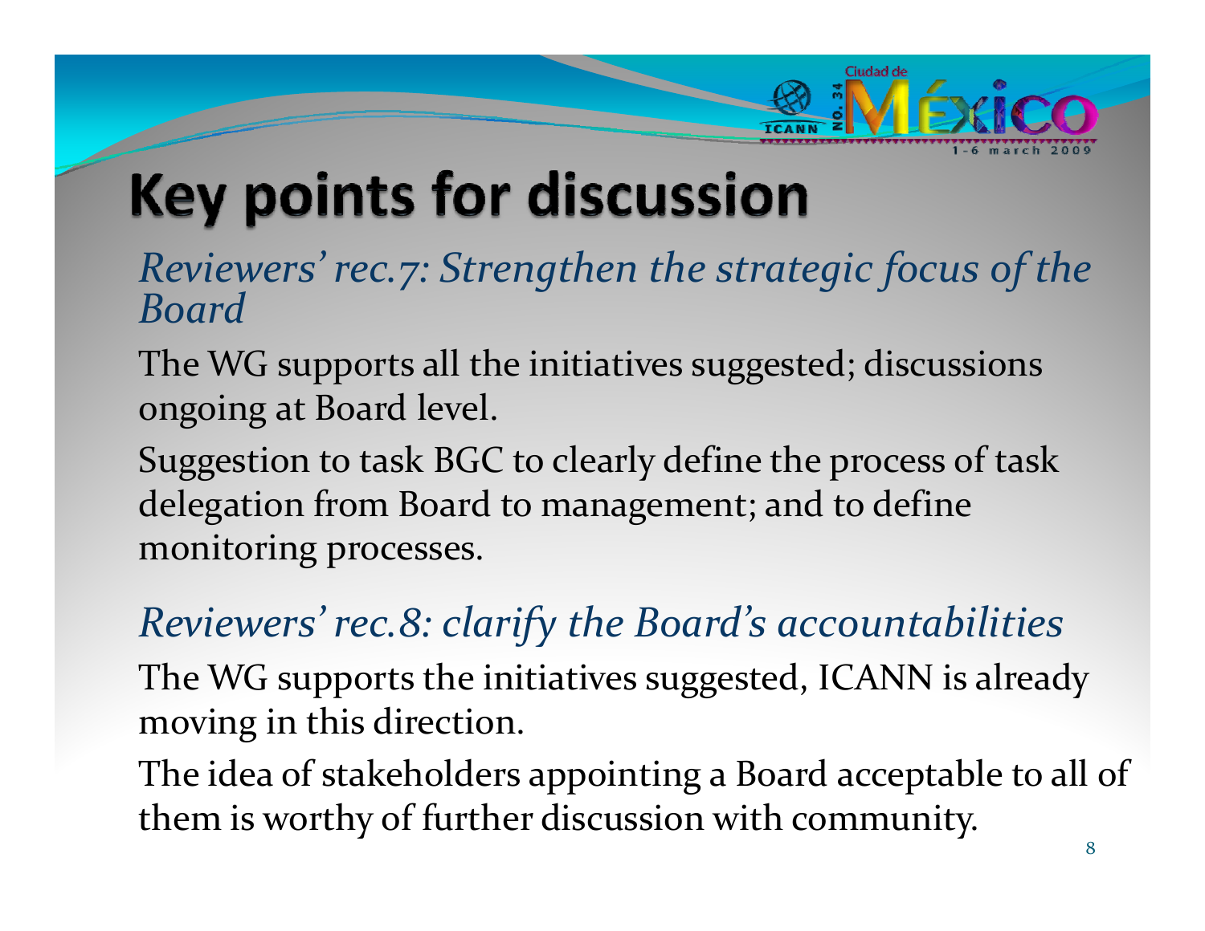# Key points for discussion

*Reviewers' rec.7: Strengthen the strategic focus of the Board*

The WG supports all the initiatives suggested; discussions ongoing at Board level.

Suggestion to task BGC to clearly define the process of task delegation from Board to management; and to define monitoring processes.

*Reviewers' rec.8: clarify the Board's accountabilities*

The WG supports the initiatives suggested, ICANN is already moving in this direction.

The idea of stakeholders appointing a Board acceptable to all of them is worthy of further discussion with community.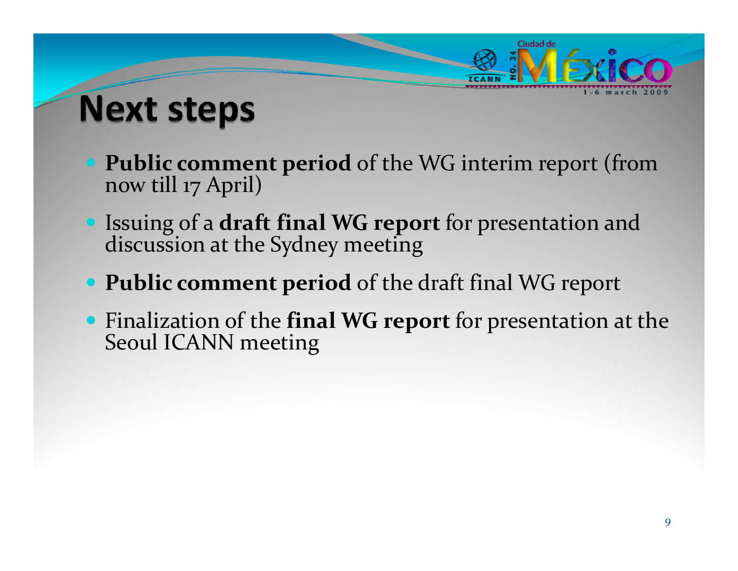# Next steps

- **Public comment period** of the WG interim report (from now till 17 April)
- Issuing of a **draft final WG report** for presentation and discussion at the Sydney meeting
- **Public comment period** of the draft final WG report
- Finalization of the **final WG report** for presentation at the Seoul ICANN meeting